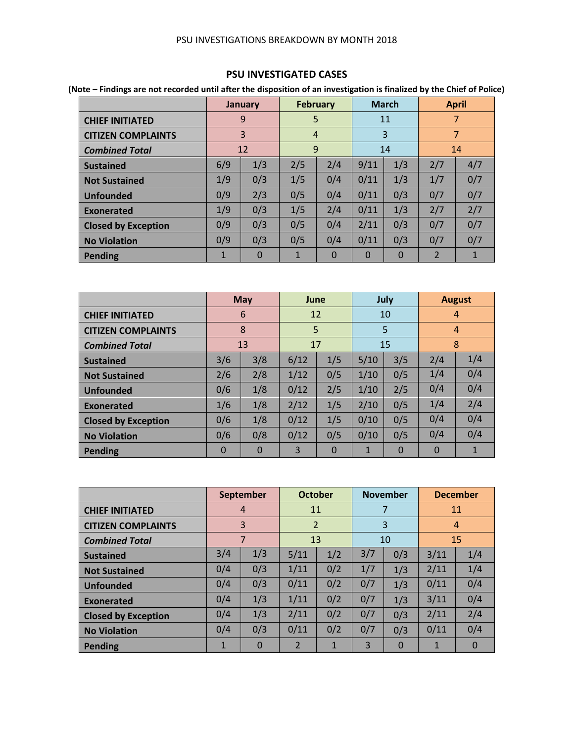PSU INVESTIGATIONS BREAKDOWN BY MONTH 2018

## PSU INVESTIGATED CASES

**(Note – Findings are not recorded until after the disposition of an investigation is finalized by the Chief of Police)**

| | January | | February | | March | | April | |
|---|---|---|---|---|---|---|---|---|
| **CHIEF INITIATED** | 9 | | 5 | | 11 | | 7 | |
| **CITIZEN COMPLAINTS** | 3 | | 4 | | 3 | | 7 | |
| ***Combined Total*** | 12 | | 9 | | 14 | | 14 | |
| **Sustained** | 6/9 | 1/3 | 2/5 | 2/4 | 9/11 | 1/3 | 2/7 | 4/7 |
| **Not Sustained** | 1/9 | 0/3 | 1/5 | 0/4 | 0/11 | 1/3 | 1/7 | 0/7 |
| **Unfounded** | 0/9 | 2/3 | 0/5 | 0/4 | 0/11 | 0/3 | 0/7 | 0/7 |
| **Exonerated** | 1/9 | 0/3 | 1/5 | 2/4 | 0/11 | 1/3 | 2/7 | 2/7 |
| **Closed by Exception** | 0/9 | 0/3 | 0/5 | 0/4 | 2/11 | 0/3 | 0/7 | 0/7 |
| **No Violation** | 0/9 | 0/3 | 0/5 | 0/4 | 0/11 | 0/3 | 0/7 | 0/7 |
| **Pending** | 1 | 0 | 1 | 0 | 0 | 0 | 2 | 1 |

| | May | | June | | July | | August | |
|---|---|---|---|---|---|---|---|---|
| **CHIEF INITIATED** | 6 | | 12 | | 10 | | 4 | |
| **CITIZEN COMPLAINTS** | 8 | | 5 | | 5 | | 4 | |
| ***Combined Total*** | 13 | | 17 | | 15 | | 8 | |
| **Sustained** | 3/6 | 3/8 | 6/12 | 1/5 | 5/10 | 3/5 | 2/4 | 1/4 |
| **Not Sustained** | 2/6 | 2/8 | 1/12 | 0/5 | 1/10 | 0/5 | 1/4 | 0/4 |
| **Unfounded** | 0/6 | 1/8 | 0/12 | 2/5 | 1/10 | 2/5 | 0/4 | 0/4 |
| **Exonerated** | 1/6 | 1/8 | 2/12 | 1/5 | 2/10 | 0/5 | 1/4 | 2/4 |
| **Closed by Exception** | 0/6 | 1/8 | 0/12 | 1/5 | 0/10 | 0/5 | 0/4 | 0/4 |
| **No Violation** | 0/6 | 0/8 | 0/12 | 0/5 | 0/10 | 0/5 | 0/4 | 0/4 |
| **Pending** | 0 | 0 | 3 | 0 | 1 | 0 | 0 | 1 |

| | September | | October | | November | | December | |
|---|---|---|---|---|---|---|---|---|
| **CHIEF INITIATED** | 4 | | 11 | | 7 | | 11 | |
| **CITIZEN COMPLAINTS** | 3 | | 2 | | 3 | | 4 | |
| ***Combined Total*** | 7 | | 13 | | 10 | | 15 | |
| **Sustained** | 3/4 | 1/3 | 5/11 | 1/2 | 3/7 | 0/3 | 3/11 | 1/4 |
| **Not Sustained** | 0/4 | 0/3 | 1/11 | 0/2 | 1/7 | 1/3 | 2/11 | 1/4 |
| **Unfounded** | 0/4 | 0/3 | 0/11 | 0/2 | 0/7 | 1/3 | 0/11 | 0/4 |
| **Exonerated** | 0/4 | 1/3 | 1/11 | 0/2 | 0/7 | 1/3 | 3/11 | 0/4 |
| **Closed by Exception** | 0/4 | 1/3 | 2/11 | 0/2 | 0/7 | 0/3 | 2/11 | 2/4 |
| **No Violation** | 0/4 | 0/3 | 0/11 | 0/2 | 0/7 | 0/3 | 0/11 | 0/4 |
| **Pending** | 1 | 0 | 2 | 1 | 3 | 0 | 1 | 0 |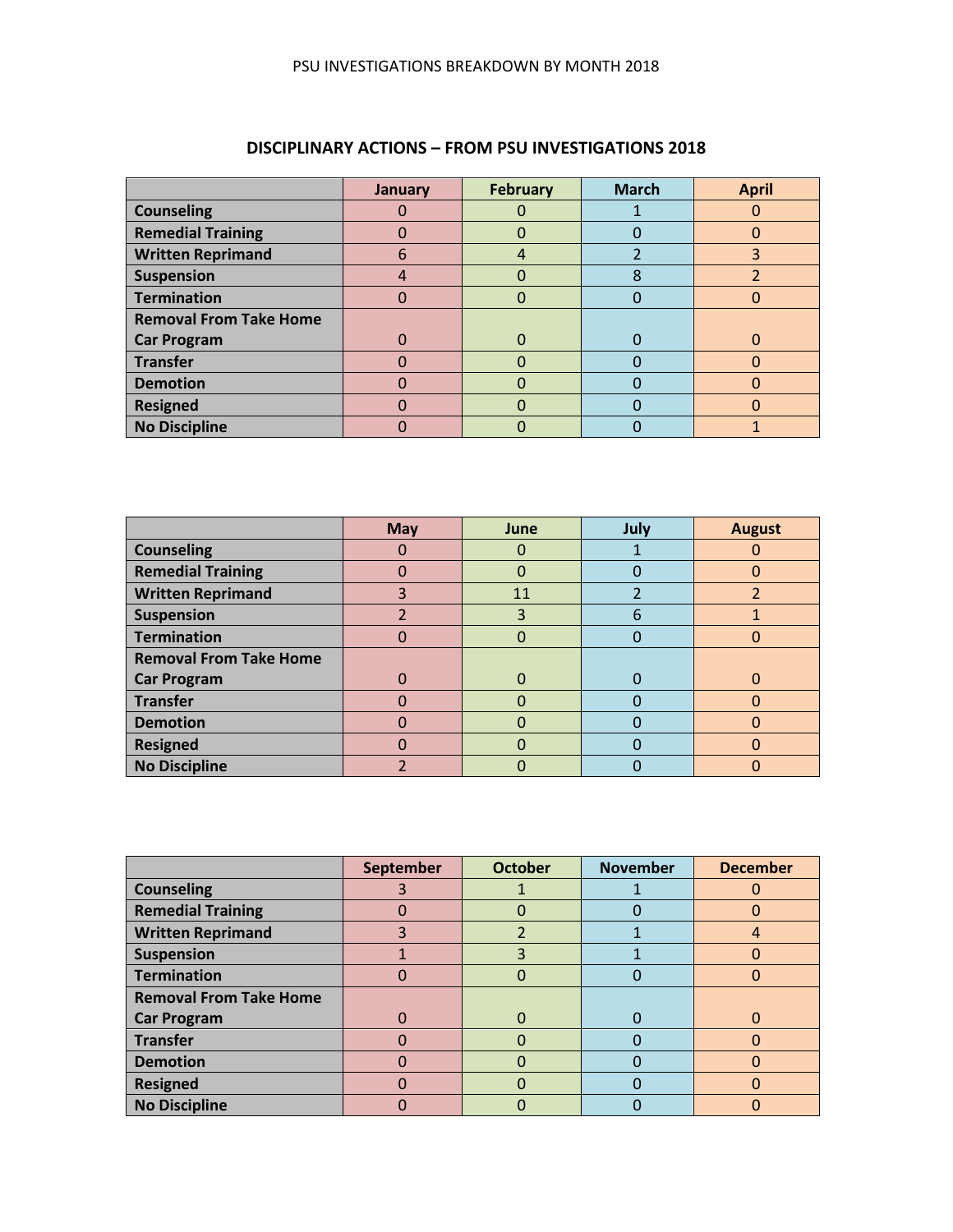PSU INVESTIGATIONS BREAKDOWN BY MONTH 2018

## DISCIPLINARY ACTIONS – FROM PSU INVESTIGATIONS 2018

| | January | February | March | April |
|---|---|---|---|---|
| **Counseling** | 0 | 0 | 1 | 0 |
| **Remedial Training** | 0 | 0 | 0 | 0 |
| **Written Reprimand** | 6 | 4 | 2 | 3 |
| **Suspension** | 4 | 0 | 8 | 2 |
| **Termination** | 0 | 0 | 0 | 0 |
| **Removal From Take Home Car Program** | 0 | 0 | 0 | 0 |
| **Transfer** | 0 | 0 | 0 | 0 |
| **Demotion** | 0 | 0 | 0 | 0 |
| **Resigned** | 0 | 0 | 0 | 0 |
| **No Discipline** | 0 | 0 | 0 | 1 |

| | May | June | July | August |
|---|---|---|---|---|
| **Counseling** | 0 | 0 | 1 | 0 |
| **Remedial Training** | 0 | 0 | 0 | 0 |
| **Written Reprimand** | 3 | 11 | 2 | 2 |
| **Suspension** | 2 | 3 | 6 | 1 |
| **Termination** | 0 | 0 | 0 | 0 |
| **Removal From Take Home Car Program** | 0 | 0 | 0 | 0 |
| **Transfer** | 0 | 0 | 0 | 0 |
| **Demotion** | 0 | 0 | 0 | 0 |
| **Resigned** | 0 | 0 | 0 | 0 |
| **No Discipline** | 2 | 0 | 0 | 0 |

| | September | October | November | December |
|---|---|---|---|---|
| **Counseling** | 3 | 1 | 1 | 0 |
| **Remedial Training** | 0 | 0 | 0 | 0 |
| **Written Reprimand** | 3 | 2 | 1 | 4 |
| **Suspension** | 1 | 3 | 1 | 0 |
| **Termination** | 0 | 0 | 0 | 0 |
| **Removal From Take Home Car Program** | 0 | 0 | 0 | 0 |
| **Transfer** | 0 | 0 | 0 | 0 |
| **Demotion** | 0 | 0 | 0 | 0 |
| **Resigned** | 0 | 0 | 0 | 0 |
| **No Discipline** | 0 | 0 | 0 | 0 |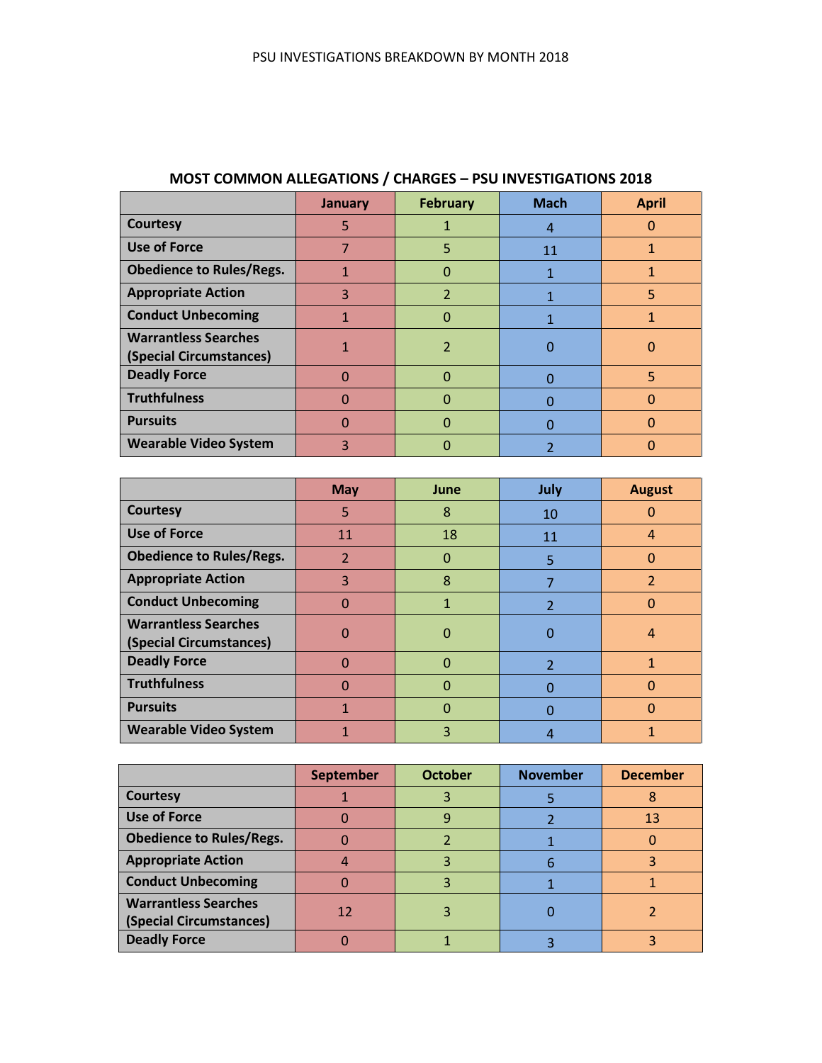PSU INVESTIGATIONS BREAKDOWN BY MONTH 2018

## MOST COMMON ALLEGATIONS / CHARGES – PSU INVESTIGATIONS 2018

| | January | February | Mach | April |
|---|---|---|---|---|
| **Courtesy** | 5 | 1 | 4 | 0 |
| **Use of Force** | 7 | 5 | 11 | 1 |
| **Obedience to Rules/Regs.** | 1 | 0 | 1 | 1 |
| **Appropriate Action** | 3 | 2 | 1 | 5 |
| **Conduct Unbecoming** | 1 | 0 | 1 | 1 |
| **Warrantless Searches (Special Circumstances)** | 1 | 2 | 0 | 0 |
| **Deadly Force** | 0 | 0 | 0 | 5 |
| **Truthfulness** | 0 | 0 | 0 | 0 |
| **Pursuits** | 0 | 0 | 0 | 0 |
| **Wearable Video System** | 3 | 0 | 2 | 0 |

| | May | June | July | August |
|---|---|---|---|---|
| **Courtesy** | 5 | 8 | 10 | 0 |
| **Use of Force** | 11 | 18 | 11 | 4 |
| **Obedience to Rules/Regs.** | 2 | 0 | 5 | 0 |
| **Appropriate Action** | 3 | 8 | 7 | 2 |
| **Conduct Unbecoming** | 0 | 1 | 2 | 0 |
| **Warrantless Searches (Special Circumstances)** | 0 | 0 | 0 | 4 |
| **Deadly Force** | 0 | 0 | 2 | 1 |
| **Truthfulness** | 0 | 0 | 0 | 0 |
| **Pursuits** | 1 | 0 | 0 | 0 |
| **Wearable Video System** | 1 | 3 | 4 | 1 |

| | September | October | November | December |
|---|---|---|---|---|
| **Courtesy** | 1 | 3 | 5 | 8 |
| **Use of Force** | 0 | 9 | 2 | 13 |
| **Obedience to Rules/Regs.** | 0 | 2 | 1 | 0 |
| **Appropriate Action** | 4 | 3 | 6 | 3 |
| **Conduct Unbecoming** | 0 | 3 | 1 | 1 |
| **Warrantless Searches (Special Circumstances)** | 12 | 3 | 0 | 2 |
| **Deadly Force** | 0 | 1 | 3 | 3 |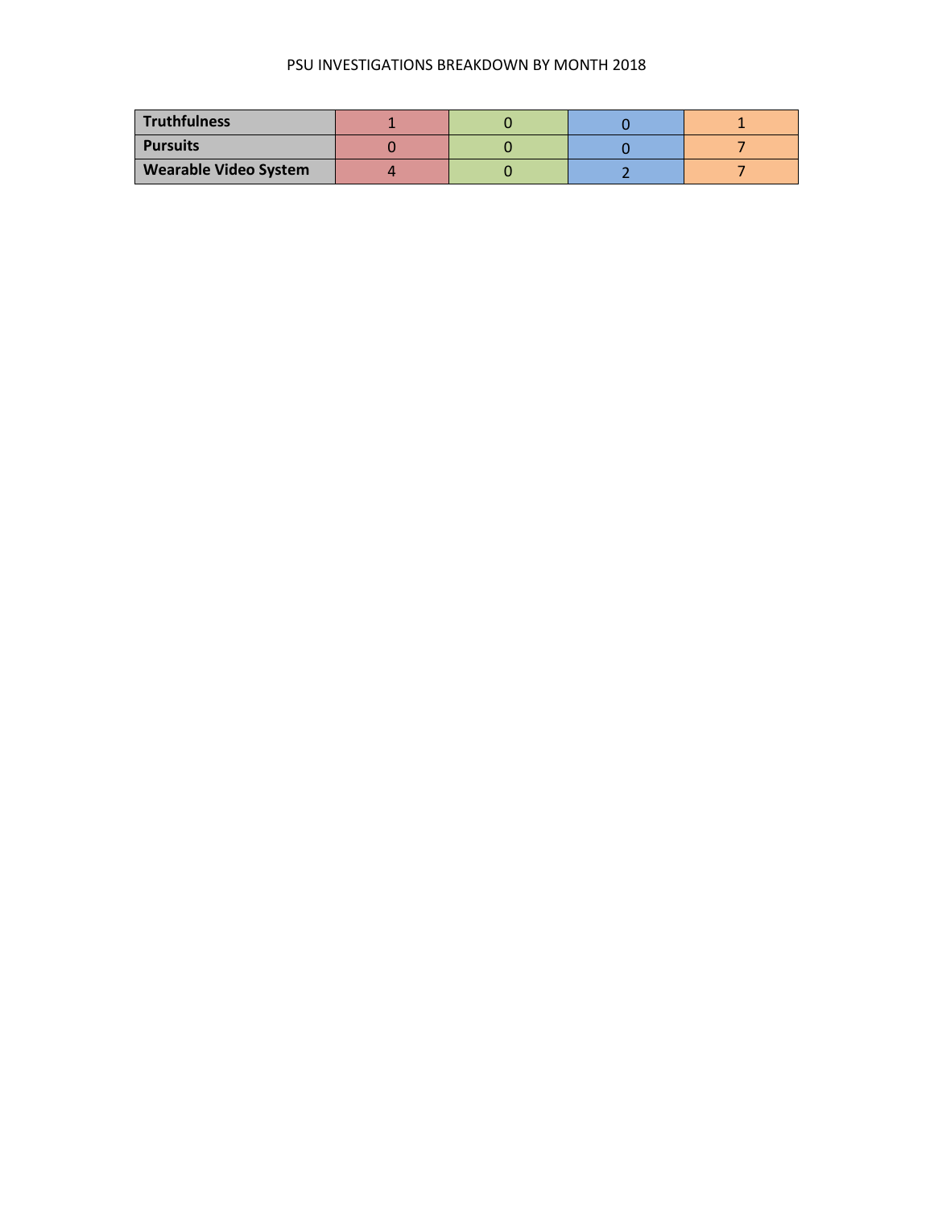PSU INVESTIGATIONS BREAKDOWN BY MONTH 2018

| | | | | |
|---|---|---|---|---|
| **Truthfulness** | 1 | 0 | 0 | 1 |
| **Pursuits** | 0 | 0 | 0 | 7 |
| **Wearable Video System** | 4 | 0 | 2 | 7 |